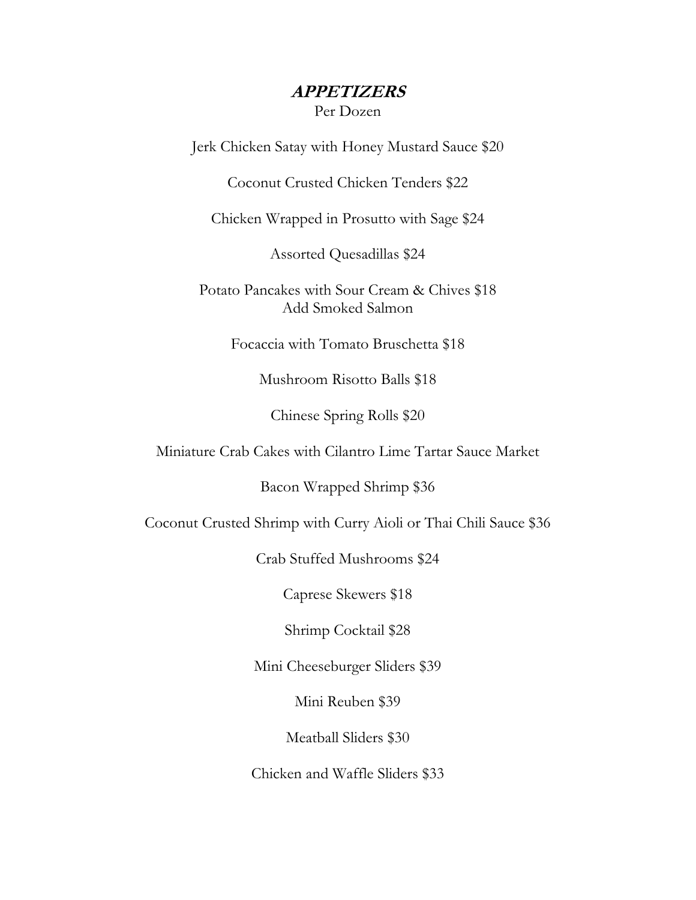# ***APPETIZERS***

Per Dozen

Jerk Chicken Satay with Honey Mustard Sauce $20

Coconut Crusted Chicken Tenders $22

Chicken Wrapped in Prosutto with Sage $24

Assorted Quesadillas $24

Potato Pancakes with Sour Cream & Chives $18
Add Smoked Salmon

Focaccia with Tomato Bruschetta $18

Mushroom Risotto Balls $18

Chinese Spring Rolls $20

Miniature Crab Cakes with Cilantro Lime Tartar Sauce Market

Bacon Wrapped Shrimp $36

Coconut Crusted Shrimp with Curry Aioli or Thai Chili Sauce $36

Crab Stuffed Mushrooms $24

Caprese Skewers $18

Shrimp Cocktail $28

Mini Cheeseburger Sliders $39

Mini Reuben $39

Meatball Sliders $30

Chicken and Waffle Sliders $33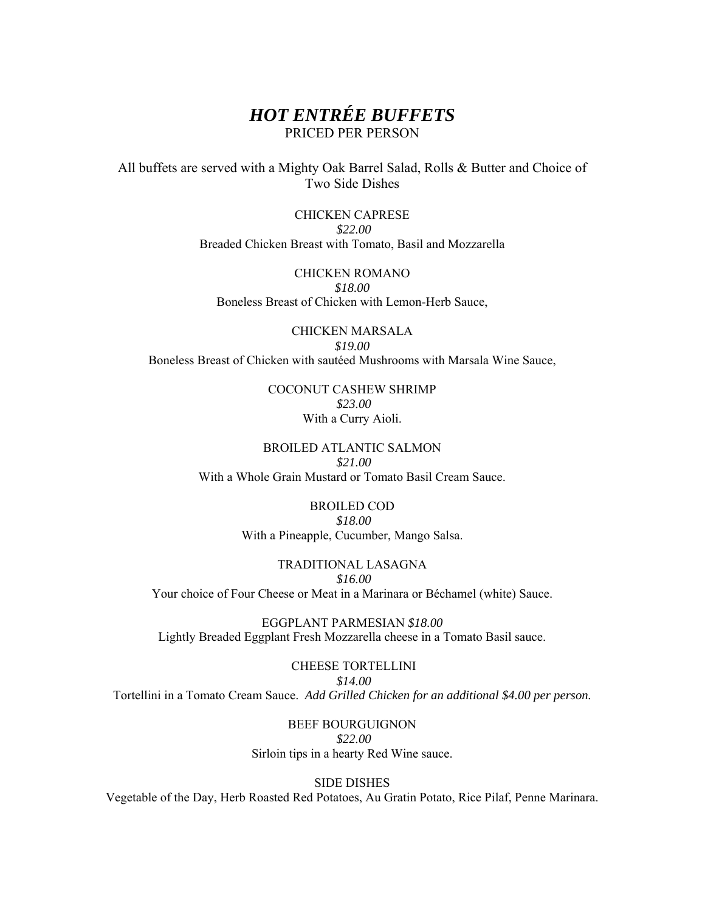# *HOT ENTRÉE BUFFETS*

PRICED PER PERSON

All buffets are served with a Mighty Oak Barrel Salad, Rolls & Butter and Choice of Two Side Dishes

CHICKEN CAPRESE
*$22.00*
Breaded Chicken Breast with Tomato, Basil and Mozzarella

CHICKEN ROMANO
*$18.00*
Boneless Breast of Chicken with Lemon-Herb Sauce,

CHICKEN MARSALA
*$19.00*
Boneless Breast of Chicken with sautéed Mushrooms with Marsala Wine Sauce,

COCONUT CASHEW SHRIMP
*$23.00*
With a Curry Aioli.

BROILED ATLANTIC SALMON
*$21.00*
With a Whole Grain Mustard or Tomato Basil Cream Sauce.

BROILED COD
*$18.00*
With a Pineapple, Cucumber, Mango Salsa.

TRADITIONAL LASAGNA
*$16.00*
Your choice of Four Cheese or Meat in a Marinara or Béchamel (white) Sauce.

EGGPLANT PARMESIAN *$18.00*
Lightly Breaded Eggplant Fresh Mozzarella cheese in a Tomato Basil sauce.

CHEESE TORTELLINI
*$14.00*
Tortellini in a Tomato Cream Sauce. *Add Grilled Chicken for an additional $4.00 per person.*

BEEF BOURGUIGNON
*$22.00*
Sirloin tips in a hearty Red Wine sauce.

SIDE DISHES
Vegetable of the Day, Herb Roasted Red Potatoes, Au Gratin Potato, Rice Pilaf, Penne Marinara.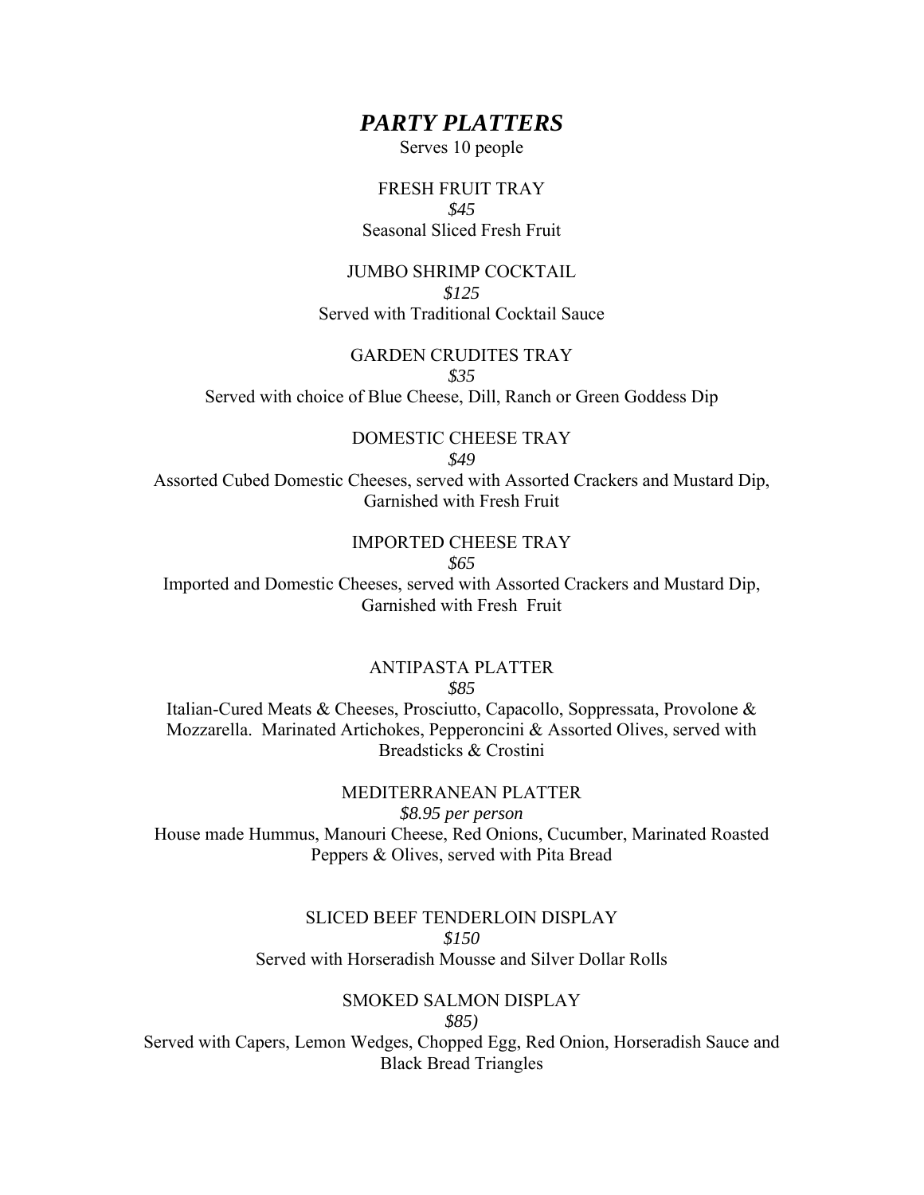# *PARTY PLATTERS*

Serves 10 people

FRESH FRUIT TRAY

*$45*

Seasonal Sliced Fresh Fruit

JUMBO SHRIMP COCKTAIL

*$125*

Served with Traditional Cocktail Sauce

GARDEN CRUDITES TRAY

*$35*

Served with choice of Blue Cheese, Dill, Ranch or Green Goddess Dip

DOMESTIC CHEESE TRAY

*$49*

Assorted Cubed Domestic Cheeses, served with Assorted Crackers and Mustard Dip, Garnished with Fresh Fruit

IMPORTED CHEESE TRAY

*$65*

Imported and Domestic Cheeses, served with Assorted Crackers and Mustard Dip, Garnished with Fresh Fruit

ANTIPASTA PLATTER

*$85*

Italian-Cured Meats & Cheeses, Prosciutto, Capacollo, Soppressata, Provolone & Mozzarella. Marinated Artichokes, Pepperoncini & Assorted Olives, served with Breadsticks & Crostini

MEDITERRANEAN PLATTER

*$8.95 per person*

House made Hummus, Manouri Cheese, Red Onions, Cucumber, Marinated Roasted Peppers & Olives, served with Pita Bread

SLICED BEEF TENDERLOIN DISPLAY

*$150*

Served with Horseradish Mousse and Silver Dollar Rolls

SMOKED SALMON DISPLAY

*$85)*

Served with Capers, Lemon Wedges, Chopped Egg, Red Onion, Horseradish Sauce and Black Bread Triangles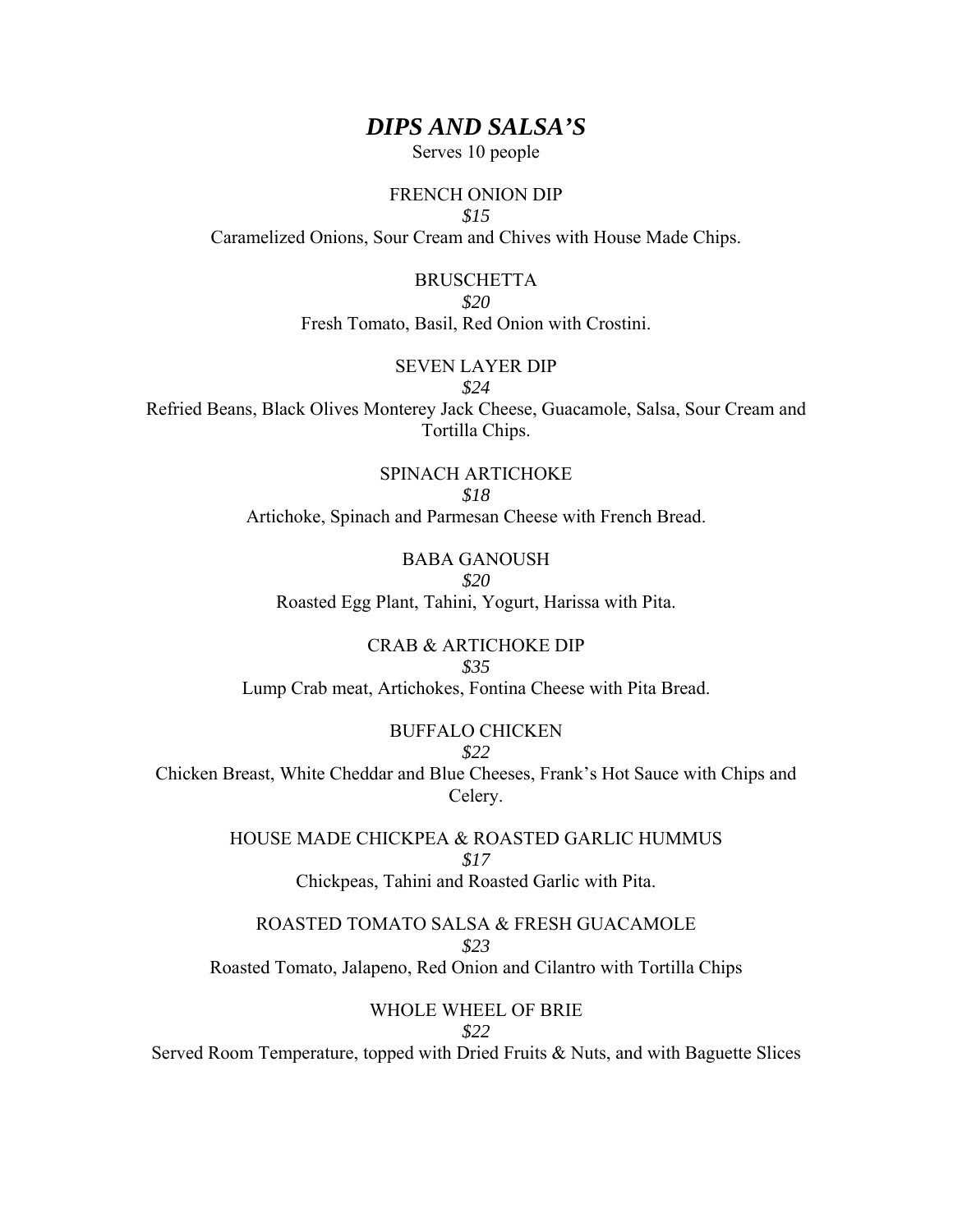# ***DIPS AND SALSA'S***

Serves 10 people

FRENCH ONION DIP

*$15*

Caramelized Onions, Sour Cream and Chives with House Made Chips.

BRUSCHETTA

*$20*

Fresh Tomato, Basil, Red Onion with Crostini.

SEVEN LAYER DIP

*$24*

Refried Beans, Black Olives Monterey Jack Cheese, Guacamole, Salsa, Sour Cream and Tortilla Chips.

SPINACH ARTICHOKE

*$18*

Artichoke, Spinach and Parmesan Cheese with French Bread.

BABA GANOUSH

*$20*

Roasted Egg Plant, Tahini, Yogurt, Harissa with Pita.

CRAB & ARTICHOKE DIP

*$35*

Lump Crab meat, Artichokes, Fontina Cheese with Pita Bread.

BUFFALO CHICKEN

*$22*

Chicken Breast, White Cheddar and Blue Cheeses, Frank's Hot Sauce with Chips and Celery.

HOUSE MADE CHICKPEA & ROASTED GARLIC HUMMUS

*$17*

Chickpeas, Tahini and Roasted Garlic with Pita.

ROASTED TOMATO SALSA & FRESH GUACAMOLE

*$23*

Roasted Tomato, Jalapeno, Red Onion and Cilantro with Tortilla Chips

WHOLE WHEEL OF BRIE

*$22*

Served Room Temperature, topped with Dried Fruits & Nuts, and with Baguette Slices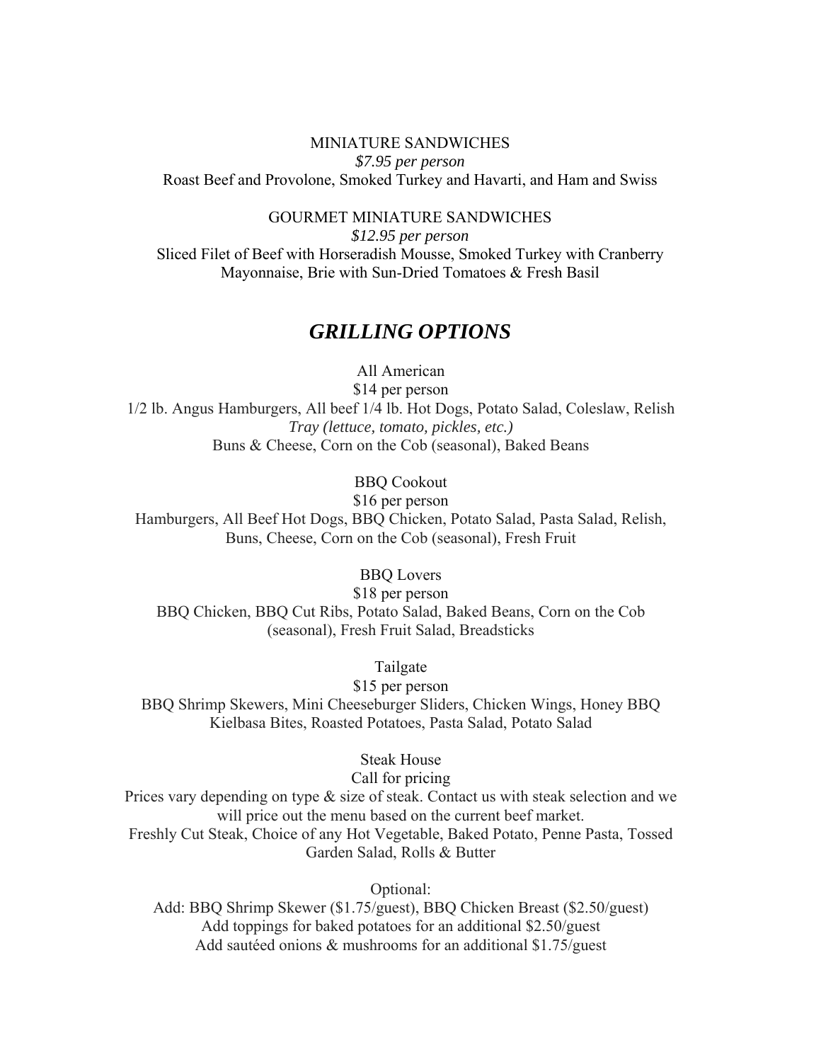MINIATURE SANDWICHES

*$7.95 per person*

Roast Beef and Provolone, Smoked Turkey and Havarti, and Ham and Swiss

GOURMET MINIATURE SANDWICHES

*$12.95 per person*

Sliced Filet of Beef with Horseradish Mousse, Smoked Turkey with Cranberry Mayonnaise, Brie with Sun-Dried Tomatoes & Fresh Basil

## *GRILLING OPTIONS*

All American

$14 per person

1/2 lb. Angus Hamburgers, All beef 1/4 lb. Hot Dogs, Potato Salad, Coleslaw, Relish *Tray (lettuce, tomato, pickles, etc.)*
Buns & Cheese, Corn on the Cob (seasonal), Baked Beans

BBQ Cookout

$16 per person

Hamburgers, All Beef Hot Dogs, BBQ Chicken, Potato Salad, Pasta Salad, Relish, Buns, Cheese, Corn on the Cob (seasonal), Fresh Fruit

BBQ Lovers

$18 per person

BBQ Chicken, BBQ Cut Ribs, Potato Salad, Baked Beans, Corn on the Cob (seasonal), Fresh Fruit Salad, Breadsticks

Tailgate

$15 per person

BBQ Shrimp Skewers, Mini Cheeseburger Sliders, Chicken Wings, Honey BBQ Kielbasa Bites, Roasted Potatoes, Pasta Salad, Potato Salad

Steak House

Call for pricing

Prices vary depending on type & size of steak. Contact us with steak selection and we will price out the menu based on the current beef market.
Freshly Cut Steak, Choice of any Hot Vegetable, Baked Potato, Penne Pasta, Tossed Garden Salad, Rolls & Butter

Optional:

Add: BBQ Shrimp Skewer ($1.75/guest), BBQ Chicken Breast ($2.50/guest)
Add toppings for baked potatoes for an additional $2.50/guest
Add sautéed onions & mushrooms for an additional $1.75/guest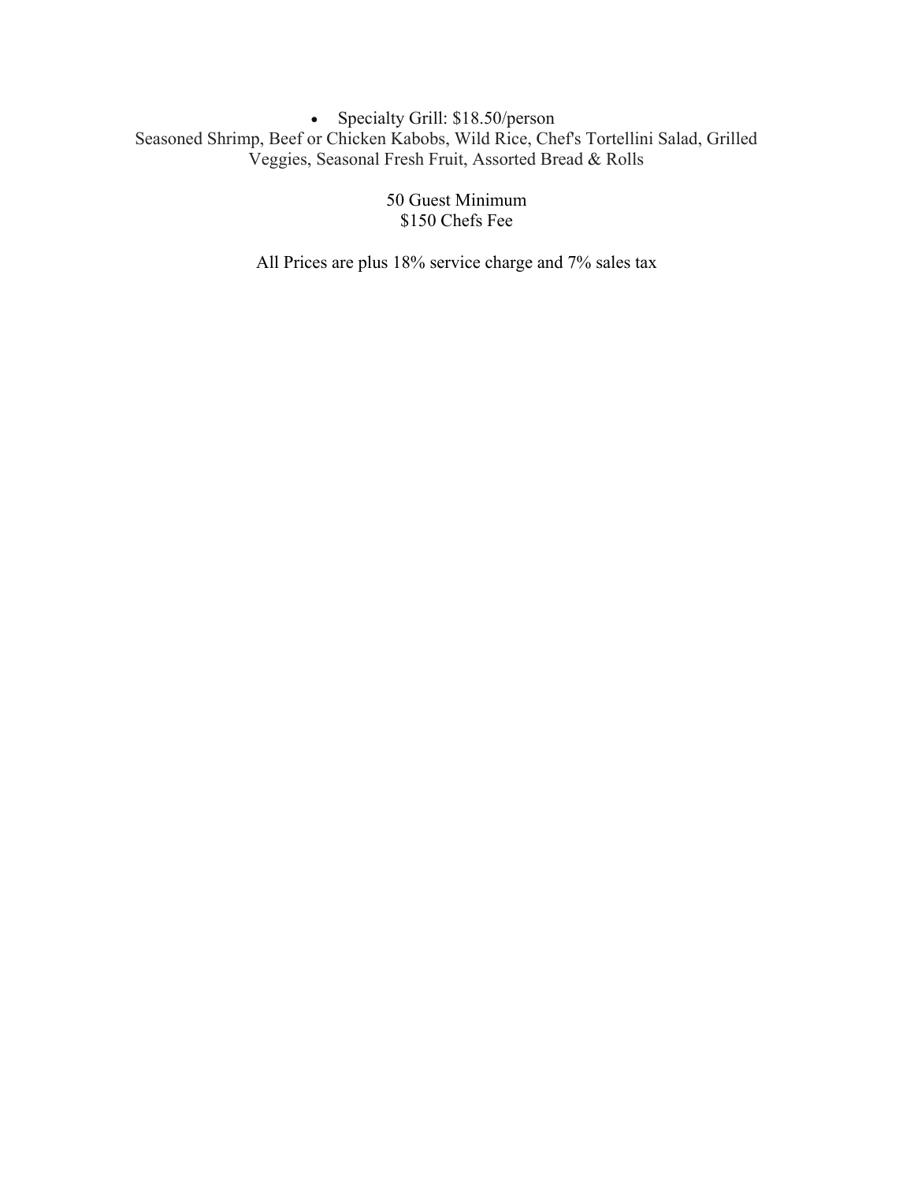- Specialty Grill: $18.50/person

Seasoned Shrimp, Beef or Chicken Kabobs, Wild Rice, Chef's Tortellini Salad, Grilled Veggies, Seasonal Fresh Fruit, Assorted Bread & Rolls

50 Guest Minimum
$150 Chefs Fee

All Prices are plus 18% service charge and 7% sales tax